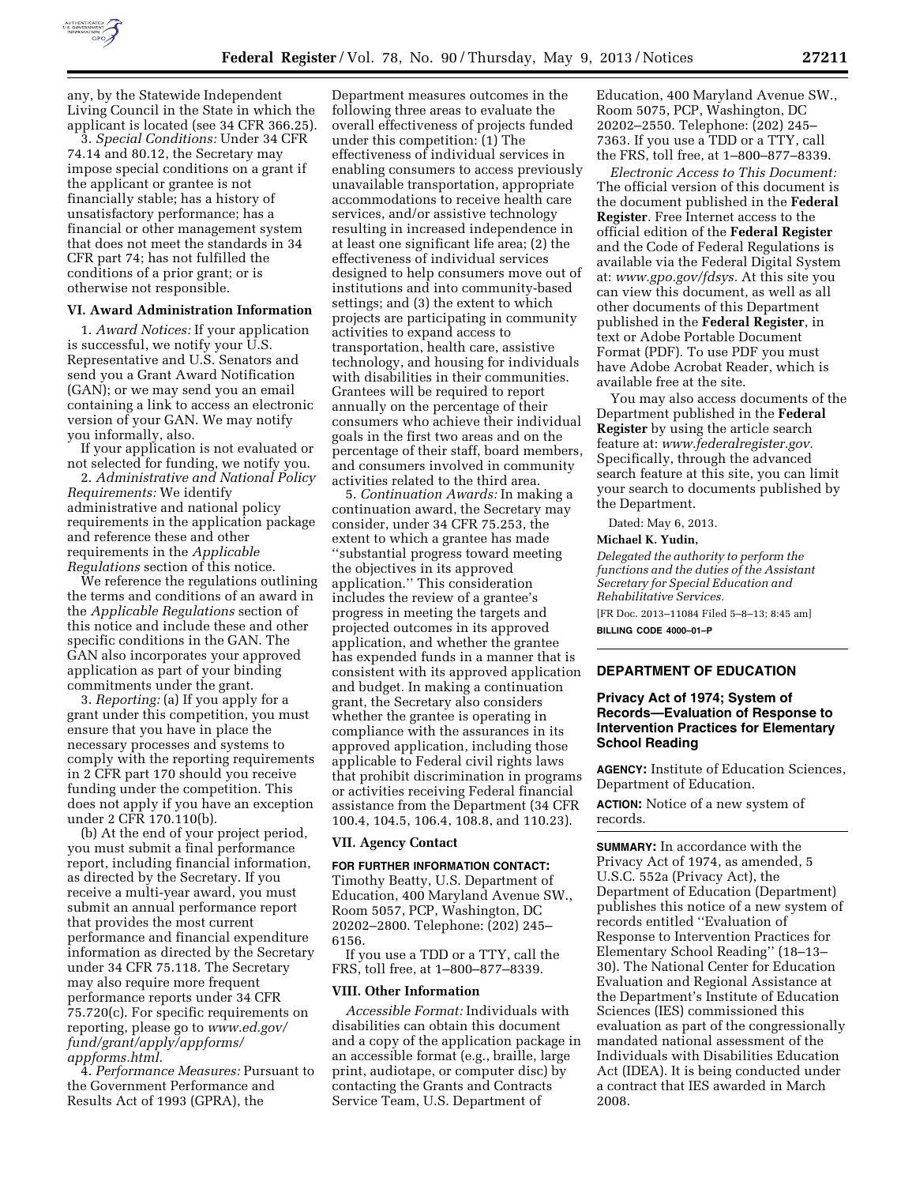any, by the Statewide Independent Living Council in the State in which the applicant is located (see 34 CFR 366.25).

3. *Special Conditions:* Under 34 CFR 74.14 and 80.12, the Secretary may impose special conditions on a grant if the applicant or grantee is not financially stable; has a history of unsatisfactory performance; has a financial or other management system that does not meet the standards in 34 CFR part 74; has not fulfilled the conditions of a prior grant; or is otherwise not responsible.

### VI. Award Administration Information

1. *Award Notices:* If your application is successful, we notify your U.S. Representative and U.S. Senators and send you a Grant Award Notification (GAN); or we may send you an email containing a link to access an electronic version of your GAN. We may notify you informally, also.

If your application is not evaluated or not selected for funding, we notify you.

2. *Administrative and National Policy Requirements:* We identify administrative and national policy requirements in the application package and reference these and other requirements in the *Applicable Regulations* section of this notice.

We reference the regulations outlining the terms and conditions of an award in the *Applicable Regulations* section of this notice and include these and other specific conditions in the GAN. The GAN also incorporates your approved application as part of your binding commitments under the grant.

3. *Reporting:* (a) If you apply for a grant under this competition, you must ensure that you have in place the necessary processes and systems to comply with the reporting requirements in 2 CFR part 170 should you receive funding under the competition. This does not apply if you have an exception under 2 CFR 170.110(b).

(b) At the end of your project period, you must submit a final performance report, including financial information, as directed by the Secretary. If you receive a multi-year award, you must submit an annual performance report that provides the most current performance and financial expenditure information as directed by the Secretary under 34 CFR 75.118. The Secretary may also require more frequent performance reports under 34 CFR 75.720(c). For specific requirements on reporting, please go to *www.ed.gov/fund/grant/apply/appforms/appforms.html.*

4. *Performance Measures:* Pursuant to the Government Performance and Results Act of 1993 (GPRA), the Department measures outcomes in the following three areas to evaluate the overall effectiveness of projects funded under this competition: (1) The effectiveness of individual services in enabling consumers to access previously unavailable transportation, appropriate accommodations to receive health care services, and/or assistive technology resulting in increased independence in at least one significant life area; (2) the effectiveness of individual services designed to help consumers move out of institutions and into community-based settings; and (3) the extent to which projects are participating in community activities to expand access to transportation, health care, assistive technology, and housing for individuals with disabilities in their communities. Grantees will be required to report annually on the percentage of their consumers who achieve their individual goals in the first two areas and on the percentage of their staff, board members, and consumers involved in community activities related to the third area.

5. *Continuation Awards:* In making a continuation award, the Secretary may consider, under 34 CFR 75.253, the extent to which a grantee has made "substantial progress toward meeting the objectives in its approved application." This consideration includes the review of a grantee's progress in meeting the targets and projected outcomes in its approved application, and whether the grantee has expended funds in a manner that is consistent with its approved application and budget. In making a continuation grant, the Secretary also considers whether the grantee is operating in compliance with the assurances in its approved application, including those applicable to Federal civil rights laws that prohibit discrimination in programs or activities receiving Federal financial assistance from the Department (34 CFR 100.4, 104.5, 106.4, 108.8, and 110.23).

### VII. Agency Contact

**FOR FURTHER INFORMATION CONTACT:** Timothy Beatty, U.S. Department of Education, 400 Maryland Avenue SW., Room 5057, PCP, Washington, DC 20202–2800. Telephone: (202) 245–6156.

If you use a TDD or a TTY, call the FRS, toll free, at 1–800–877–8339.

### VIII. Other Information

*Accessible Format:* Individuals with disabilities can obtain this document and a copy of the application package in an accessible format (e.g., braille, large print, audiotape, or computer disc) by contacting the Grants and Contracts Service Team, U.S. Department of Education, 400 Maryland Avenue SW., Room 5075, PCP, Washington, DC 20202–2550. Telephone: (202) 245–7363. If you use a TDD or a TTY, call the FRS, toll free, at 1–800–877–8339.

*Electronic Access to This Document:* The official version of this document is the document published in the **Federal Register**. Free Internet access to the official edition of the **Federal Register** and the Code of Federal Regulations is available via the Federal Digital System at: *www.gpo.gov/fdsys.* At this site you can view this document, as well as all other documents of this Department published in the **Federal Register**, in text or Adobe Portable Document Format (PDF). To use PDF you must have Adobe Acrobat Reader, which is available free at the site.

You may also access documents of the Department published in the **Federal Register** by using the article search feature at: *www.federalregister.gov.* Specifically, through the advanced search feature at this site, you can limit your search to documents published by the Department.

Dated: May 6, 2013.

**Michael K. Yudin,**

*Delegated the authority to perform the functions and the duties of the Assistant Secretary for Special Education and Rehabilitative Services.*

[FR Doc. 2013–11084 Filed 5–8–13; 8:45 am]

**BILLING CODE 4000–01–P**

---

## DEPARTMENT OF EDUCATION

### Privacy Act of 1974; System of Records—Evaluation of Response to Intervention Practices for Elementary School Reading

**AGENCY:** Institute of Education Sciences, Department of Education.

**ACTION:** Notice of a new system of records.

**SUMMARY:** In accordance with the Privacy Act of 1974, as amended, 5 U.S.C. 552a (Privacy Act), the Department of Education (Department) publishes this notice of a new system of records entitled "Evaluation of Response to Intervention Practices for Elementary School Reading" (18–13–30). The National Center for Education Evaluation and Regional Assistance at the Department's Institute of Education Sciences (IES) commissioned this evaluation as part of the congressionally mandated national assessment of the Individuals with Disabilities Education Act (IDEA). It is being conducted under a contract that IES awarded in March 2008.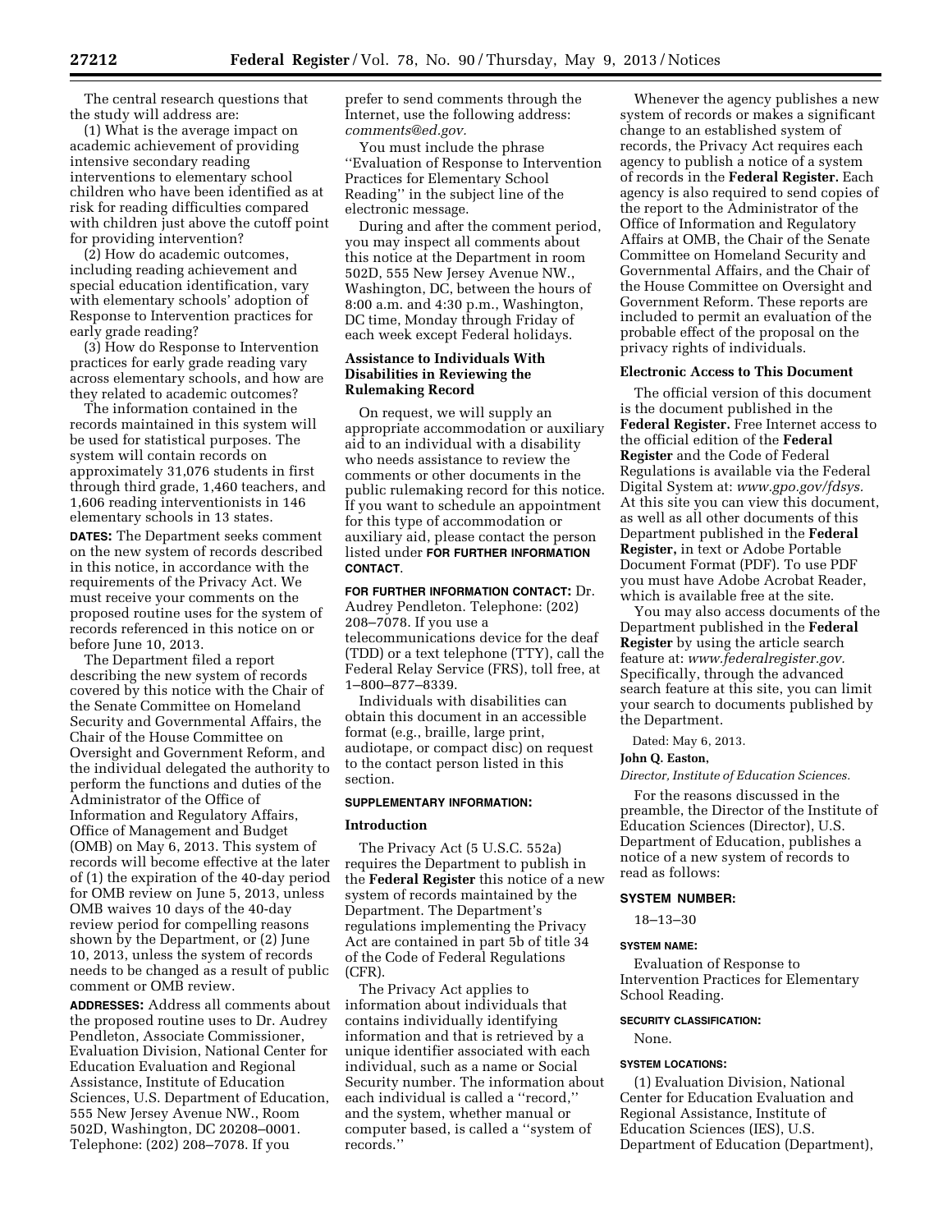The central research questions that the study will address are:

(1) What is the average impact on academic achievement of providing intensive secondary reading interventions to elementary school children who have been identified as at risk for reading difficulties compared with children just above the cutoff point for providing intervention?

(2) How do academic outcomes, including reading achievement and special education identification, vary with elementary schools' adoption of Response to Intervention practices for early grade reading?

(3) How do Response to Intervention practices for early grade reading vary across elementary schools, and how are they related to academic outcomes?

The information contained in the records maintained in this system will be used for statistical purposes. The system will contain records on approximately 31,076 students in first through third grade, 1,460 teachers, and 1,606 reading interventionists in 146 elementary schools in 13 states.

**DATES:** The Department seeks comment on the new system of records described in this notice, in accordance with the requirements of the Privacy Act. We must receive your comments on the proposed routine uses for the system of records referenced in this notice on or before June 10, 2013.

The Department filed a report describing the new system of records covered by this notice with the Chair of the Senate Committee on Homeland Security and Governmental Affairs, the Chair of the House Committee on Oversight and Government Reform, and the individual delegated the authority to perform the functions and duties of the Administrator of the Office of Information and Regulatory Affairs, Office of Management and Budget (OMB) on May 6, 2013. This system of records will become effective at the later of (1) the expiration of the 40-day period for OMB review on June 5, 2013, unless OMB waives 10 days of the 40-day review period for compelling reasons shown by the Department, or (2) June 10, 2013, unless the system of records needs to be changed as a result of public comment or OMB review.

**ADDRESSES:** Address all comments about the proposed routine uses to Dr. Audrey Pendleton, Associate Commissioner, Evaluation Division, National Center for Education Evaluation and Regional Assistance, Institute of Education Sciences, U.S. Department of Education, 555 New Jersey Avenue NW., Room 502D, Washington, DC 20208–0001. Telephone: (202) 208–7078. If you prefer to send comments through the Internet, use the following address: *comments@ed.gov*.

You must include the phrase ''Evaluation of Response to Intervention Practices for Elementary School Reading'' in the subject line of the electronic message.

During and after the comment period, you may inspect all comments about this notice at the Department in room 502D, 555 New Jersey Avenue NW., Washington, DC, between the hours of 8:00 a.m. and 4:30 p.m., Washington, DC time, Monday through Friday of each week except Federal holidays.

**Assistance to Individuals With Disabilities in Reviewing the Rulemaking Record**

On request, we will supply an appropriate accommodation or auxiliary aid to an individual with a disability who needs assistance to review the comments or other documents in the public rulemaking record for this notice. If you want to schedule an appointment for this type of accommodation or auxiliary aid, please contact the person listed under **FOR FURTHER INFORMATION CONTACT**.

**FOR FURTHER INFORMATION CONTACT:** Dr. Audrey Pendleton. Telephone: (202) 208–7078. If you use a telecommunications device for the deaf (TDD) or a text telephone (TTY), call the Federal Relay Service (FRS), toll free, at 1–800–877–8339.

Individuals with disabilities can obtain this document in an accessible format (e.g., braille, large print, audiotape, or compact disc) on request to the contact person listed in this section.

**SUPPLEMENTARY INFORMATION:**

**Introduction**

The Privacy Act (5 U.S.C. 552a) requires the Department to publish in the **Federal Register** this notice of a new system of records maintained by the Department. The Department's regulations implementing the Privacy Act are contained in part 5b of title 34 of the Code of Federal Regulations (CFR).

The Privacy Act applies to information about individuals that contains individually identifying information and that is retrieved by a unique identifier associated with each individual, such as a name or Social Security number. The information about each individual is called a ''record,'' and the system, whether manual or computer based, is called a ''system of records.''

Whenever the agency publishes a new system of records or makes a significant change to an established system of records, the Privacy Act requires each agency to publish a notice of a system of records in the **Federal Register.** Each agency is also required to send copies of the report to the Administrator of the Office of Information and Regulatory Affairs at OMB, the Chair of the Senate Committee on Homeland Security and Governmental Affairs, and the Chair of the House Committee on Oversight and Government Reform. These reports are included to permit an evaluation of the probable effect of the proposal on the privacy rights of individuals.

**Electronic Access to This Document**

The official version of this document is the document published in the **Federal Register.** Free Internet access to the official edition of the **Federal Register** and the Code of Federal Regulations is available via the Federal Digital System at: *www.gpo.gov/fdsys*. At this site you can view this document, as well as all other documents of this Department published in the **Federal Register,** in text or Adobe Portable Document Format (PDF). To use PDF you must have Adobe Acrobat Reader, which is available free at the site.

You may also access documents of the Department published in the **Federal Register** by using the article search feature at: *www.federalregister.gov*. Specifically, through the advanced search feature at this site, you can limit your search to documents published by the Department.

Dated: May 6, 2013.

**John Q. Easton,**

*Director, Institute of Education Sciences.*

For the reasons discussed in the preamble, the Director of the Institute of Education Sciences (Director), U.S. Department of Education, publishes a notice of a new system of records to read as follows:

**SYSTEM NUMBER:**

18–13–30

**SYSTEM NAME:**

Evaluation of Response to Intervention Practices for Elementary School Reading.

**SECURITY CLASSIFICATION:**

None.

**SYSTEM LOCATIONS:**

(1) Evaluation Division, National Center for Education Evaluation and Regional Assistance, Institute of Education Sciences (IES), U.S. Department of Education (Department),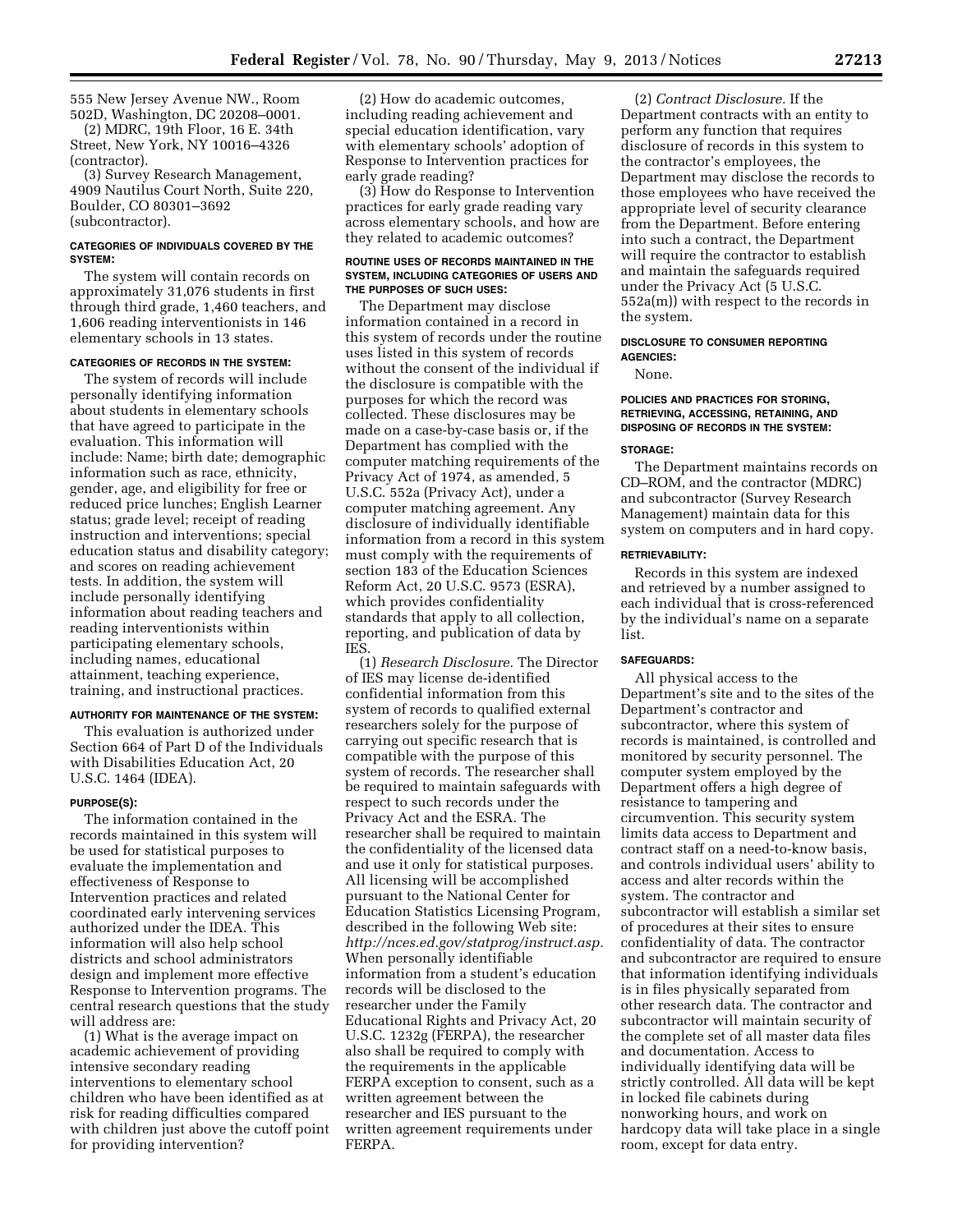555 New Jersey Avenue NW., Room 502D, Washington, DC 20208–0001.

(2) MDRC, 19th Floor, 16 E. 34th Street, New York, NY 10016–4326 (contractor).

(3) Survey Research Management, 4909 Nautilus Court North, Suite 220, Boulder, CO 80301–3692 (subcontractor).

#### CATEGORIES OF INDIVIDUALS COVERED BY THE SYSTEM:

The system will contain records on approximately 31,076 students in first through third grade, 1,460 teachers, and 1,606 reading interventionists in 146 elementary schools in 13 states.

#### CATEGORIES OF RECORDS IN THE SYSTEM:

The system of records will include personally identifying information about students in elementary schools that have agreed to participate in the evaluation. This information will include: Name; birth date; demographic information such as race, ethnicity, gender, age, and eligibility for free or reduced price lunches; English Learner status; grade level; receipt of reading instruction and interventions; special education status and disability category; and scores on reading achievement tests. In addition, the system will include personally identifying information about reading teachers and reading interventionists within participating elementary schools, including names, educational attainment, teaching experience, training, and instructional practices.

#### AUTHORITY FOR MAINTENANCE OF THE SYSTEM:

This evaluation is authorized under Section 664 of Part D of the Individuals with Disabilities Education Act, 20 U.S.C. 1464 (IDEA).

#### PURPOSE(S):

The information contained in the records maintained in this system will be used for statistical purposes to evaluate the implementation and effectiveness of Response to Intervention practices and related coordinated early intervening services authorized under the IDEA. This information will also help school districts and school administrators design and implement more effective Response to Intervention programs. The central research questions that the study will address are:

(1) What is the average impact on academic achievement of providing intensive secondary reading interventions to elementary school children who have been identified as at risk for reading difficulties compared with children just above the cutoff point for providing intervention?

(2) How do academic outcomes, including reading achievement and special education identification, vary with elementary schools' adoption of Response to Intervention practices for early grade reading?

(3) How do Response to Intervention practices for early grade reading vary across elementary schools, and how are they related to academic outcomes?

#### ROUTINE USES OF RECORDS MAINTAINED IN THE SYSTEM, INCLUDING CATEGORIES OF USERS AND THE PURPOSES OF SUCH USES:

The Department may disclose information contained in a record in this system of records under the routine uses listed in this system of records without the consent of the individual if the disclosure is compatible with the purposes for which the record was collected. These disclosures may be made on a case-by-case basis or, if the Department has complied with the computer matching requirements of the Privacy Act of 1974, as amended, 5 U.S.C. 552a (Privacy Act), under a computer matching agreement. Any disclosure of individually identifiable information from a record in this system must comply with the requirements of section 183 of the Education Sciences Reform Act, 20 U.S.C. 9573 (ESRA), which provides confidentiality standards that apply to all collection, reporting, and publication of data by IES.

(1) *Research Disclosure.* The Director of IES may license de-identified confidential information from this system of records to qualified external researchers solely for the purpose of carrying out specific research that is compatible with the purpose of this system of records. The researcher shall be required to maintain safeguards with respect to such records under the Privacy Act and the ESRA. The researcher shall be required to maintain the confidentiality of the licensed data and use it only for statistical purposes. All licensing will be accomplished pursuant to the National Center for Education Statistics Licensing Program, described in the following Web site: *http://nces.ed.gov/statprog/instruct.asp.* When personally identifiable information from a student's education records will be disclosed to the researcher under the Family Educational Rights and Privacy Act, 20 U.S.C. 1232g (FERPA), the researcher also shall be required to comply with the requirements in the applicable FERPA exception to consent, such as a written agreement between the researcher and IES pursuant to the written agreement requirements under FERPA.

(2) *Contract Disclosure.* If the Department contracts with an entity to perform any function that requires disclosure of records in this system to the contractor's employees, the Department may disclose the records to those employees who have received the appropriate level of security clearance from the Department. Before entering into such a contract, the Department will require the contractor to establish and maintain the safeguards required under the Privacy Act (5 U.S.C. 552a(m)) with respect to the records in the system.

#### DISCLOSURE TO CONSUMER REPORTING AGENCIES:

None.

#### POLICIES AND PRACTICES FOR STORING, RETRIEVING, ACCESSING, RETAINING, AND DISPOSING OF RECORDS IN THE SYSTEM:

#### STORAGE:

The Department maintains records on CD–ROM, and the contractor (MDRC) and subcontractor (Survey Research Management) maintain data for this system on computers and in hard copy.

#### RETRIEVABILITY:

Records in this system are indexed and retrieved by a number assigned to each individual that is cross-referenced by the individual's name on a separate list.

#### SAFEGUARDS:

All physical access to the Department's site and to the sites of the Department's contractor and subcontractor, where this system of records is maintained, is controlled and monitored by security personnel. The computer system employed by the Department offers a high degree of resistance to tampering and circumvention. This security system limits data access to Department and contract staff on a need-to-know basis, and controls individual users' ability to access and alter records within the system. The contractor and subcontractor will establish a similar set of procedures at their sites to ensure confidentiality of data. The contractor and subcontractor are required to ensure that information identifying individuals is in files physically separated from other research data. The contractor and subcontractor will maintain security of the complete set of all master data files and documentation. Access to individually identifying data will be strictly controlled. All data will be kept in locked file cabinets during nonworking hours, and work on hardcopy data will take place in a single room, except for data entry.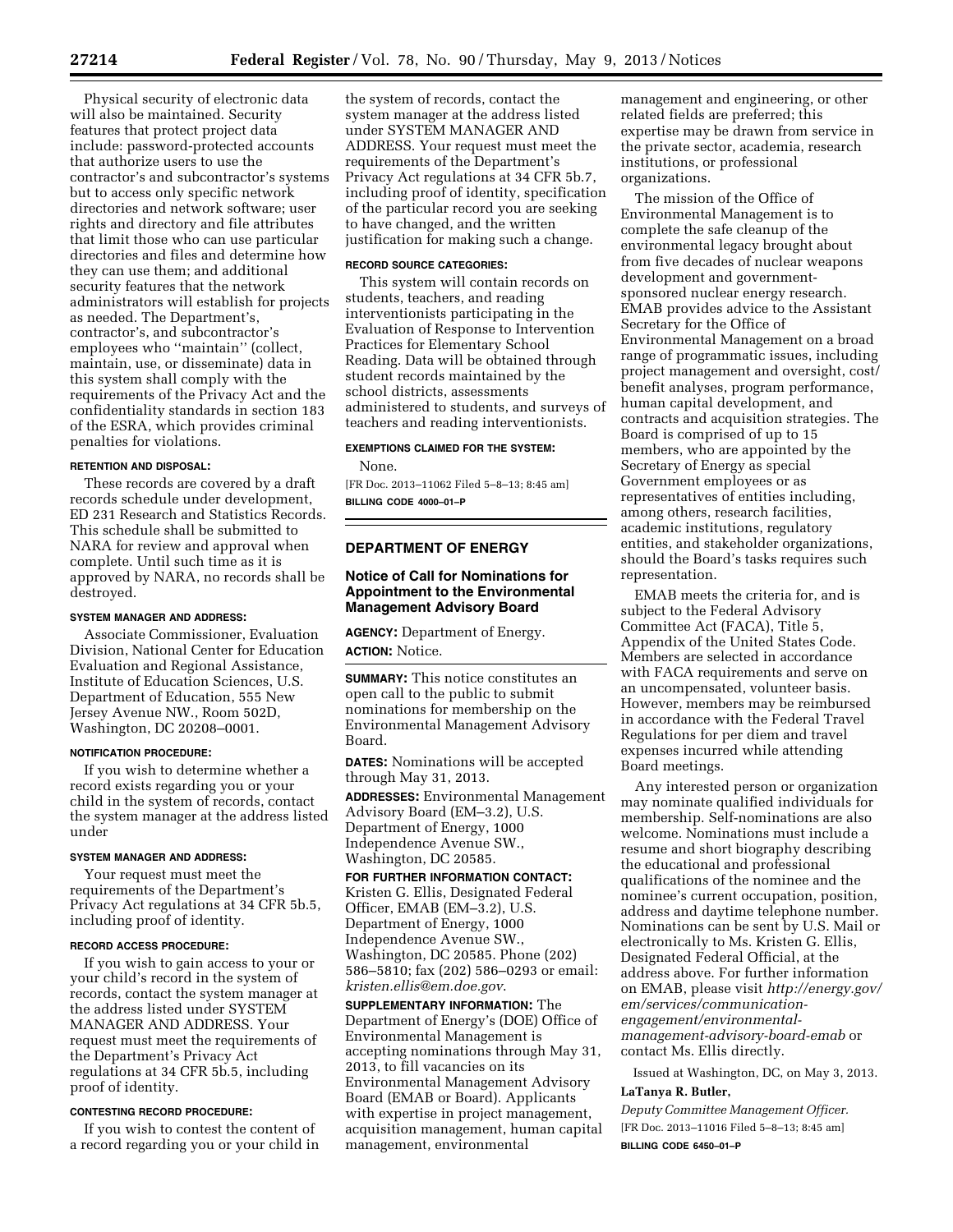Physical security of electronic data will also be maintained. Security features that protect project data include: password-protected accounts that authorize users to use the contractor's and subcontractor's systems but to access only specific network directories and network software; user rights and directory and file attributes that limit those who can use particular directories and files and determine how they can use them; and additional security features that the network administrators will establish for projects as needed. The Department's, contractor's, and subcontractor's employees who ''maintain'' (collect, maintain, use, or disseminate) data in this system shall comply with the requirements of the Privacy Act and the confidentiality standards in section 183 of the ESRA, which provides criminal penalties for violations.

#### RETENTION AND DISPOSAL:

These records are covered by a draft records schedule under development, ED 231 Research and Statistics Records. This schedule shall be submitted to NARA for review and approval when complete. Until such time as it is approved by NARA, no records shall be destroyed.

#### SYSTEM MANAGER AND ADDRESS:

Associate Commissioner, Evaluation Division, National Center for Education Evaluation and Regional Assistance, Institute of Education Sciences, U.S. Department of Education, 555 New Jersey Avenue NW., Room 502D, Washington, DC 20208–0001.

#### NOTIFICATION PROCEDURE:

If you wish to determine whether a record exists regarding you or your child in the system of records, contact the system manager at the address listed under

#### SYSTEM MANAGER AND ADDRESS:

Your request must meet the requirements of the Department's Privacy Act regulations at 34 CFR 5b.5, including proof of identity.

#### RECORD ACCESS PROCEDURE:

If you wish to gain access to your or your child's record in the system of records, contact the system manager at the address listed under SYSTEM MANAGER AND ADDRESS. Your request must meet the requirements of the Department's Privacy Act regulations at 34 CFR 5b.5, including proof of identity.

#### CONTESTING RECORD PROCEDURE:

If you wish to contest the content of a record regarding you or your child in the system of records, contact the system manager at the address listed under SYSTEM MANAGER AND ADDRESS. Your request must meet the requirements of the Department's Privacy Act regulations at 34 CFR 5b.7, including proof of identity, specification of the particular record you are seeking to have changed, and the written justification for making such a change.

#### RECORD SOURCE CATEGORIES:

This system will contain records on students, teachers, and reading interventionists participating in the Evaluation of Response to Intervention Practices for Elementary School Reading. Data will be obtained through student records maintained by the school districts, assessments administered to students, and surveys of teachers and reading interventionists.

#### EXEMPTIONS CLAIMED FOR THE SYSTEM:

None.

[FR Doc. 2013–11062 Filed 5–8–13; 8:45 am]

**BILLING CODE 4000–01–P**

## DEPARTMENT OF ENERGY

### Notice of Call for Nominations for Appointment to the Environmental Management Advisory Board

**AGENCY:** Department of Energy.

**ACTION:** Notice.

**SUMMARY:** This notice constitutes an open call to the public to submit nominations for membership on the Environmental Management Advisory Board.

**DATES:** Nominations will be accepted through May 31, 2013.

**ADDRESSES:** Environmental Management Advisory Board (EM–3.2), U.S. Department of Energy, 1000 Independence Avenue SW., Washington, DC 20585.

**FOR FURTHER INFORMATION CONTACT:** Kristen G. Ellis, Designated Federal Officer, EMAB (EM–3.2), U.S. Department of Energy, 1000 Independence Avenue SW., Washington, DC 20585. Phone (202) 586–5810; fax (202) 586–0293 or email: *kristen.ellis@em.doe.gov*.

**SUPPLEMENTARY INFORMATION:** The Department of Energy's (DOE) Office of Environmental Management is accepting nominations through May 31, 2013, to fill vacancies on its Environmental Management Advisory Board (EMAB or Board). Applicants with expertise in project management, acquisition management, human capital management, environmental management and engineering, or other related fields are preferred; this expertise may be drawn from service in the private sector, academia, research institutions, or professional organizations.

The mission of the Office of Environmental Management is to complete the safe cleanup of the environmental legacy brought about from five decades of nuclear weapons development and government-sponsored nuclear energy research. EMAB provides advice to the Assistant Secretary for the Office of Environmental Management on a broad range of programmatic issues, including project management and oversight, cost/benefit analyses, program performance, human capital development, and contracts and acquisition strategies. The Board is comprised of up to 15 members, who are appointed by the Secretary of Energy as special Government employees or as representatives of entities including, among others, research facilities, academic institutions, regulatory entities, and stakeholder organizations, should the Board's tasks requires such representation.

EMAB meets the criteria for, and is subject to the Federal Advisory Committee Act (FACA), Title 5, Appendix of the United States Code. Members are selected in accordance with FACA requirements and serve on an uncompensated, volunteer basis. However, members may be reimbursed in accordance with the Federal Travel Regulations for per diem and travel expenses incurred while attending Board meetings.

Any interested person or organization may nominate qualified individuals for membership. Self-nominations are also welcome. Nominations must include a resume and short biography describing the educational and professional qualifications of the nominee and the nominee's current occupation, position, address and daytime telephone number. Nominations can be sent by U.S. Mail or electronically to Ms. Kristen G. Ellis, Designated Federal Official, at the address above. For further information on EMAB, please visit *http://energy.gov/em/services/communication-engagement/environmental-management-advisory-board-emab* or contact Ms. Ellis directly.

Issued at Washington, DC, on May 3, 2013.

**LaTanya R. Butler,**

*Deputy Committee Management Officer.*

[FR Doc. 2013–11016 Filed 5–8–13; 8:45 am]

**BILLING CODE 6450–01–P**